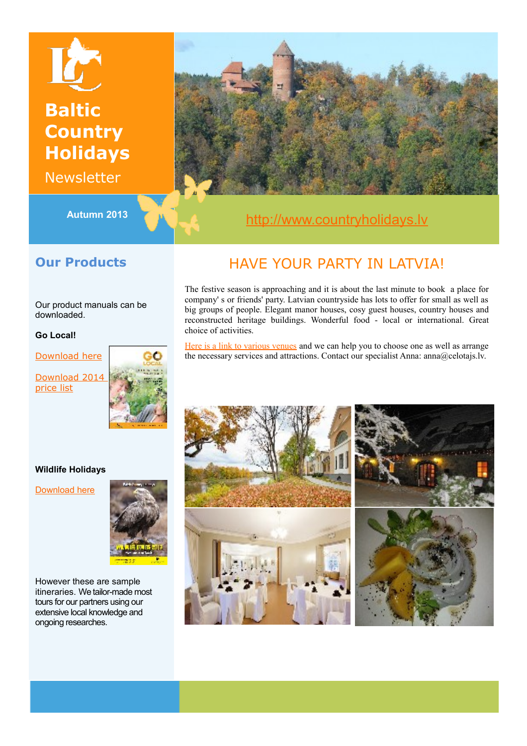# Baltic Country Holidays

Newsletter

Autumn 2013

http://www.countryholidays.lv

## Our Products

Our product manuals can be downloaded.

**Go Local!**

Download here

Download 2014 price list

**Wildlife Holidays**

Download here

However these are sample itineraries. We tailor-made most tours for our partners using our extensive local knowledge and ongoing researches.

## HAVE YOUR PARTY IN LATVIA!

The festive season is approaching and it is about the last minute to book a place for company' s or friends' party. Latvian countryside has lots to offer for small as well as big groups of people. Elegant manor houses, cosy guest houses, country houses and reconstructed heritage buildings. Wonderful food - local or international. Great choice of activities.

Here is a link to various venues and we can help you to choose one as well as arrange the necessary services and attractions. Contact our specialist Anna: anna@celotajs.lv.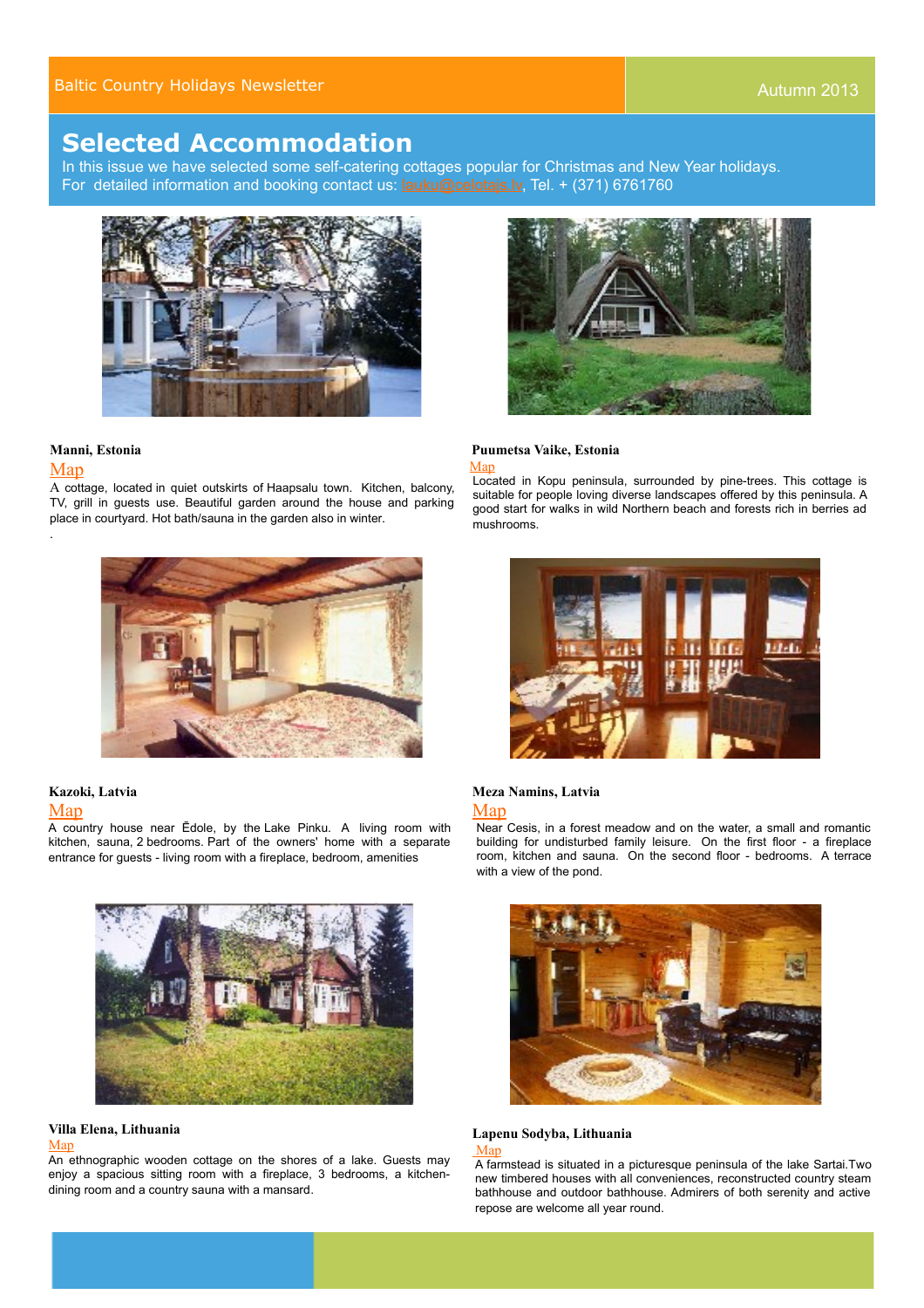Baltic Country Holidays Newsletter

Autumn 2013

# Selected Accommodation

In this issue we have selected some self-catering cottages popular for Christmas and New Year holidays.
For detailed information and booking contact us: lauku@celotajs.lv, Tel. + (371) 6761760

**Manni, Estonia**

Map

A cottage, located in quiet outskirts of Haapsalu town. Kitchen, balcony, TV, grill in guests use. Beautiful garden around the house and parking place in courtyard. Hot bath/sauna in the garden also in winter.

.

**Puumetsa Vaike, Estonia**

Map

Located in Kopu peninsula, surrounded by pine-trees. This cottage is suitable for people loving diverse landscapes offered by this peninsula. A good start for walks in wild Northern beach and forests rich in berries ad mushrooms.

**Kazoki, Latvia**

Map

A country house near Ēdole, by the Lake Pinku. A living room with kitchen, sauna, 2 bedrooms. Part of the owners' home with a separate entrance for guests - living room with a fireplace, bedroom, amenities

**Meza Namins, Latvia**

Map

Near Cesis, in a forest meadow and on the water, a small and romantic building for undisturbed family leisure. On the first floor - a fireplace room, kitchen and sauna. On the second floor - bedrooms. A terrace with a view of the pond.

**Villa Elena, Lithuania**

Map

An ethnographic wooden cottage on the shores of a lake. Guests may enjoy a spacious sitting room with a fireplace, 3 bedrooms, a kitchen-dining room and a country sauna with a mansard.

**Lapenu Sodyba, Lithuania**

Map

A farmstead is situated in a picturesque peninsula of the lake Sartai.Two new timbered houses with all conveniences, reconstructed country steam bathhouse and outdoor bathhouse. Admirers of both serenity and active repose are welcome all year round.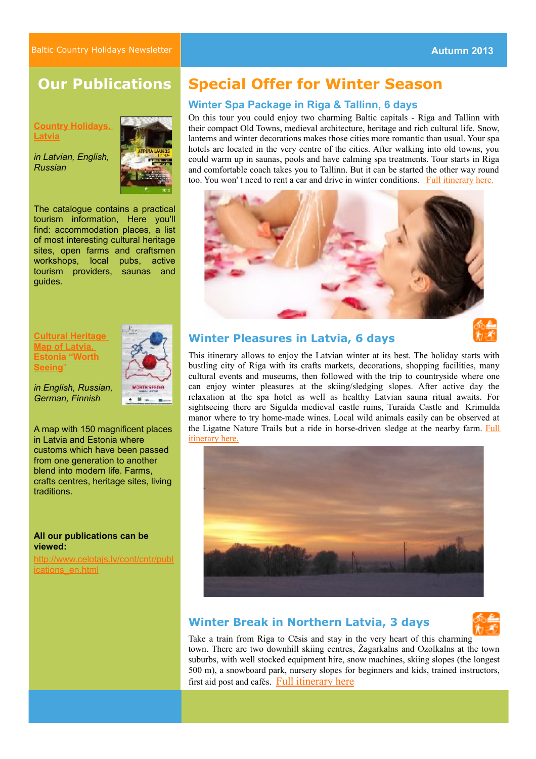Baltic Country Holidays Newsletter

Autumn 2013

## Our Publications

**Country Holidays. Latvia**

*in Latvian, English, Russian*

The catalogue contains a practical tourism information, Here you'll find: accommodation places, a list of most interesting cultural heritage sites, open farms and craftsmen workshops, local pubs, active tourism providers, saunas and guides.

**Cultural Heritage Map of Latvia, Estonia "Worth Seeing"**

*in English, Russian, German, Finnish*

A map with 150 magnificent places in Latvia and Estonia where customs which have been passed from one generation to another blend into modern life. Farms, crafts centres, heritage sites, living traditions.

**All our publications can be viewed:**

http://www.celotajs.lv/cont/cntr/publications_en.html

## Special Offer for Winter Season

### Winter Spa Package in Riga & Tallinn, 6 days

On this tour you could enjoy two charming Baltic capitals - Riga and Tallinn with their compact Old Towns, medieval architecture, heritage and rich cultural life. Snow, lanterns and winter decorations makes those cities more romantic than usual. Your spa hotels are located in the very centre of the cities. After walking into old towns, you could warm up in saunas, pools and have calming spa treatments. Tour starts in Riga and comfortable coach takes you to Tallinn. But it can be started the other way round too. You won' t need to rent a car and drive in winter conditions. Full itinerary here.

### Winter Pleasures in Latvia, 6 days

This itinerary allows to enjoy the Latvian winter at its best. The holiday starts with bustling city of Riga with its crafts markets, decorations, shopping facilities, many cultural events and museums, then followed with the trip to countryside where one can enjoy winter pleasures at the skiing/sledging slopes. After active day the relaxation at the spa hotel as well as healthy Latvian sauna ritual awaits. For sightseeing there are Sigulda medieval castle ruins, Turaida Castle and Krimulda manor where to try home-made wines. Local wild animals easily can be observed at the Ligatne Nature Trails but a ride in horse-driven sledge at the nearby farm. Full itinerary here.

### Winter Break in Northern Latvia, 3 days

Take a train from Riga to Cēsis and stay in the very heart of this charming town. There are two downhill skiing centres, Žagarkalns and Ozolkalns at the town suburbs, with well stocked equipment hire, snow machines, skiing slopes (the longest 500 m), a snowboard park, nursery slopes for beginners and kids, trained instructors, first aid post and cafés. Full itinerary here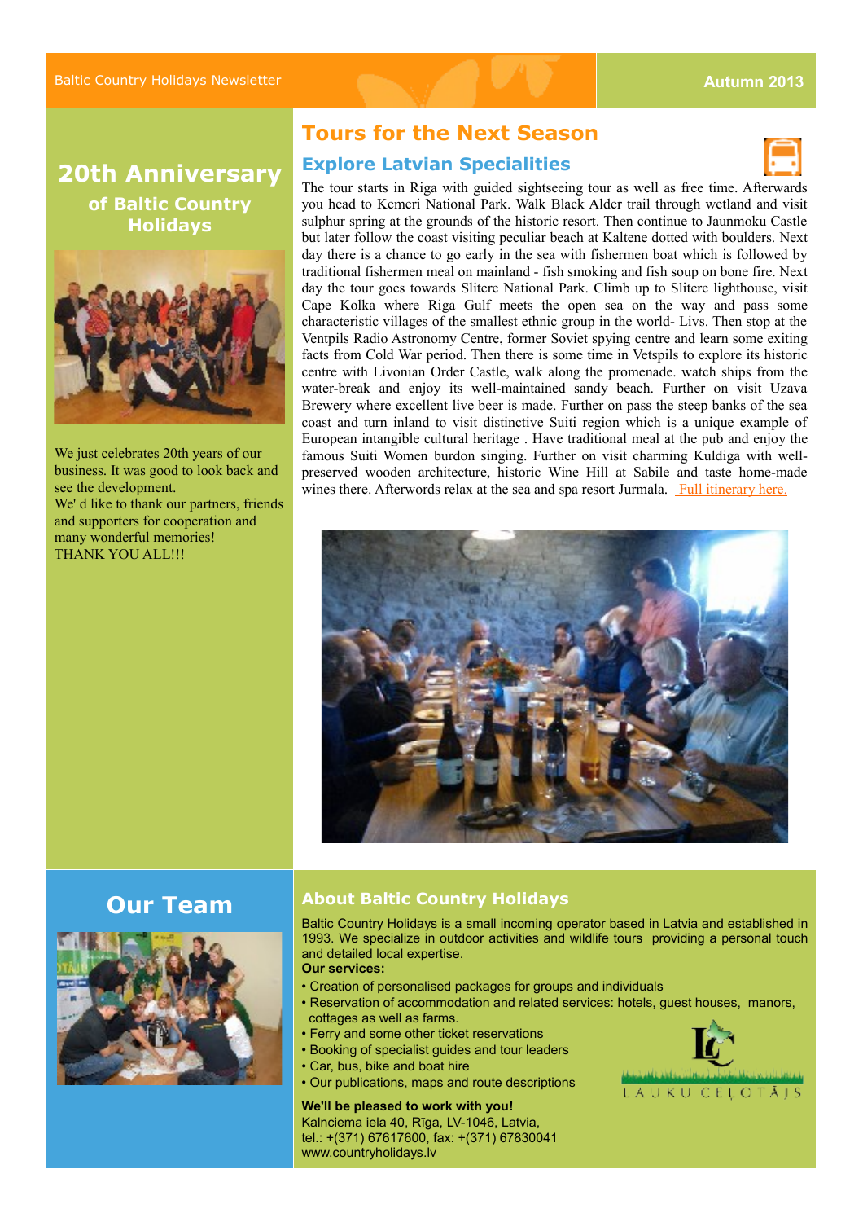# 20th Anniversary

## of Baltic Country Holidays

We just celebrates 20th years of our business. It was good to look back and see the development.
We' d like to thank our partners, friends and supporters for cooperation and many wonderful memories!
THANK YOU ALL!!!

# Tours for the Next Season

## Explore Latvian Specialities

The tour starts in Riga with guided sightseeing tour as well as free time. Afterwards you head to Kemeri National Park. Walk Black Alder trail through wetland and visit sulphur spring at the grounds of the historic resort. Then continue to Jaunmoku Castle but later follow the coast visiting peculiar beach at Kaltene dotted with boulders. Next day there is a chance to go early in the sea with fishermen boat which is followed by traditional fishermen meal on mainland - fish smoking and fish soup on bone fire. Next day the tour goes towards Slitere National Park. Climb up to Slitere lighthouse, visit Cape Kolka where Riga Gulf meets the open sea on the way and pass some characteristic villages of the smallest ethnic group in the world- Livs. Then stop at the Ventpils Radio Astronomy Centre, former Soviet spying centre and learn some exiting facts from Cold War period. Then there is some time in Vetspils to explore its historic centre with Livonian Order Castle, walk along the promenade. watch ships from the water-break and enjoy its well-maintained sandy beach. Further on visit Uzava Brewery where excellent live beer is made. Further on pass the steep banks of the sea coast and turn inland to visit distinctive Suiti region which is a unique example of European intangible cultural heritage . Have traditional meal at the pub and enjoy the famous Suiti Women burdon singing. Further on visit charming Kuldiga with well-preserved wooden architecture, historic Wine Hill at Sabile and taste home-made wines there. Afterwords relax at the sea and spa resort Jurmala. Full itinerary here.

# Our Team

## About Baltic Country Holidays

Baltic Country Holidays is a small incoming operator based in Latvia and established in 1993. We specialize in outdoor activities and wildlife tours providing a personal touch and detailed local expertise.

**Our services:**

- Creation of personalised packages for groups and individuals
- Reservation of accommodation and related services: hotels, guest houses, manors, cottages as well as farms.
- Ferry and some other ticket reservations
- Booking of specialist guides and tour leaders
- Car, bus, bike and boat hire
- Our publications, maps and route descriptions

**We'll be pleased to work with you!**
Kalnciema iela 40, Rīga, LV-1046, Latvia,
tel.: +(371) 67617600, fax: +(371) 67830041
www.countryholidays.lv

LAUKU CEĻOTĀJS